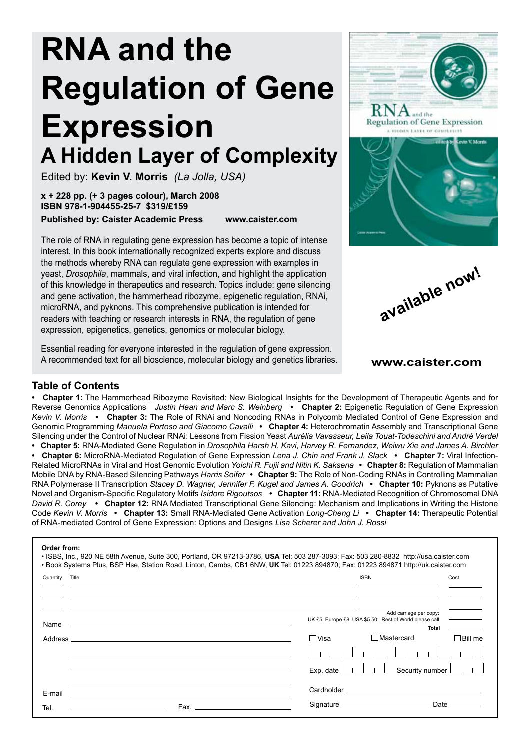# RNA and the Regulation of Gene Expression

## A Hidden Layer of Complexity

Edited by: **Kevin V. Morris** *(La Jolla, USA)*

**x + 228 pp. (+ 3 pages colour), March 2008**
**ISBN 978-1-904455-25-7 $319/£159**
**Published by: Caister Academic Press www.caister.com**

The role of RNA in regulating gene expression has become a topic of intense interest. In this book internationally recognized experts explore and discuss the methods whereby RNA can regulate gene expression with examples in yeast, *Drosophila*, mammals, and viral infection, and highlight the application of this knowledge in therapeutics and research. Topics include: gene silencing and gene activation, the hammerhead ribozyme, epigenetic regulation, RNAi, microRNA, and pyknons. This comprehensive publication is intended for readers with teaching or research interests in RNA, the regulation of gene expression, epigenetics, genetics, genomics or molecular biology.

Essential reading for everyone interested in the regulation of gene expression. A recommended text for all bioscience, molecular biology and genetics libraries.

**available now!**

**www.caister.com**

### Table of Contents

• **Chapter 1:** The Hammerhead Ribozyme Revisited: New Biological Insights for the Development of Therapeutic Agents and for Reverse Genomics Applications *Justin Hean and Marc S. Weinberg* • **Chapter 2:** Epigenetic Regulation of Gene Expression *Kevin V. Morris* • **Chapter 3:** The Role of RNAi and Noncoding RNAs in Polycomb Mediated Control of Gene Expression and Genomic Programming *Manuela Portoso and Giacomo Cavalli* • **Chapter 4:** Heterochromatin Assembly and Transcriptional Gene Silencing under the Control of Nuclear RNAi: Lessons from Fission Yeast *Aurélia Vavasseur, Leila Touat-Todeschini and André Verdel* • **Chapter 5:** RNA-Mediated Gene Regulation in *Drosophila* *Harsh H. Kavi, Harvey R. Fernandez, Weiwu Xie and James A. Birchler* • **Chapter 6:** MicroRNA-Mediated Regulation of Gene Expression *Lena J. Chin and Frank J. Slack* • **Chapter 7:** Viral Infection-Related MicroRNAs in Viral and Host Genomic Evolution *Yoichi R. Fujii and Nitin K. Saksena* • **Chapter 8:** Regulation of Mammalian Mobile DNA by RNA-Based Silencing Pathways *Harris Soifer* • **Chapter 9:** The Role of Non-Coding RNAs in Controlling Mammalian RNA Polymerase II Transcription *Stacey D. Wagner, Jennifer F. Kugel and James A. Goodrich* • **Chapter 10:** Pyknons as Putative Novel and Organism-Specific Regulatory Motifs *Isidore Rigoutsos* • **Chapter 11:** RNA-Mediated Recognition of Chromosomal DNA *David R. Corey* • **Chapter 12:** RNA Mediated Transcriptional Gene Silencing: Mechanism and Implications in Writing the Histone Code *Kevin V. Morris* • **Chapter 13:** Small RNA-Mediated Gene Activation *Long-Cheng Li* • **Chapter 14:** Therapeutic Potential of RNA-mediated Control of Gene Expression: Options and Designs *Lisa Scherer and John J. Rossi*

**Order from:**

• ISBS, Inc., 920 NE 58th Avenue, Suite 300, Portland, OR 97213-3786, **USA** Tel: 503 287-3093; Fax: 503 280-8832 http://usa.caister.com
• Book Systems Plus, BSP Hse, Station Road, Linton, Cambs, CB1 6NW, **UK** Tel: 01223 894870; Fax: 01223 894871 http://uk.caister.com

| Quantity | Title | ISBN | Cost |
|---|---|---|---|
| | | | |
| | | | |
| | | Add carriage per copy: UK £5; Europe £8; USA $5.50; Rest of World please call | |
| | | **Total** | |

Name

Address

E-mail

Tel. Fax.

☐Visa ☐Mastercard ☐Bill me

Exp. date Security number

Cardholder

Signature Date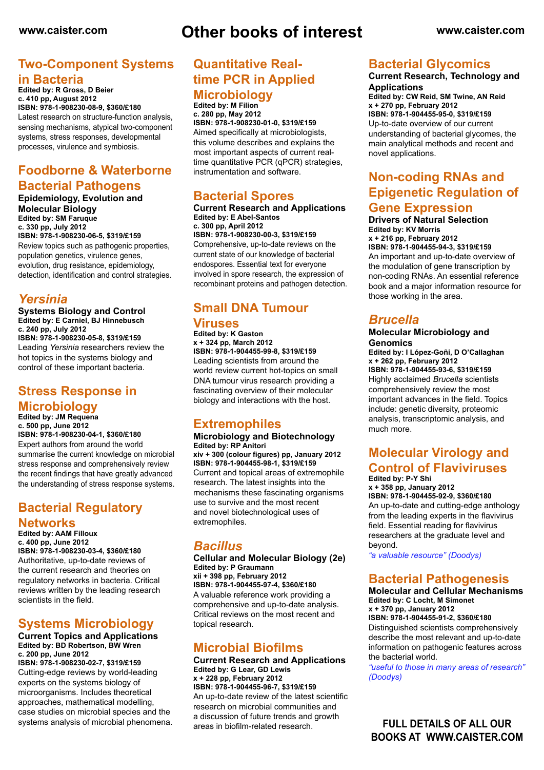# Other books of interest

## Two-Component Systems in Bacteria

**Edited by: R Gross, D Beier**
**c. 410 pp, August 2012**
**ISBN: 978-1-908230-08-9, $360/£180**

Latest research on structure-function analysis, sensing mechanisms, atypical two-component systems, stress responses, developmental processes, virulence and symbiosis.

## Foodborne & Waterborne Bacterial Pathogens

**Epidemiology, Evolution and Molecular Biology**
**Edited by: SM Faruque**
**c. 330 pp, July 2012**
**ISBN: 978-1-908230-06-5, $319/£159**

Review topics such as pathogenic properties, population genetics, virulence genes, evolution, drug resistance, epidemiology, detection, identification and control strategies.

## *Yersinia*

**Systems Biology and Control**
**Edited by: E Carniel, BJ Hinnebusch**
**c. 240 pp, July 2012**
**ISBN: 978-1-908230-05-8, $319/£159**

Leading *Yersinia* researchers review the hot topics in the systems biology and control of these important bacteria.

## Stress Response in Microbiology

**Edited by: JM Requena**
**c. 500 pp, June 2012**
**ISBN: 978-1-908230-04-1, $360/£180**

Expert authors from around the world summarise the current knowledge on microbial stress response and comprehensively review the recent findings that have greatly advanced the understanding of stress response systems.

## Bacterial Regulatory Networks

**Edited by: AAM Filloux**
**c. 400 pp, June 2012**
**ISBN: 978-1-908230-03-4, $360/£180**

Authoritative, up-to-date reviews of the current research and theories on regulatory networks in bacteria. Critical reviews written by the leading research scientists in the field.

## Systems Microbiology

**Current Topics and Applications**
**Edited by: BD Robertson, BW Wren**
**c. 200 pp, June 2012**
**ISBN: 978-1-908230-02-7, $319/£159**

Cutting-edge reviews by world-leading experts on the systems biology of microorganisms. Includes theoretical approaches, mathematical modelling, case studies on microbial species and the systems analysis of microbial phenomena.

## Quantitative Real-time PCR in Applied Microbiology

**Edited by: M Filion**
**c. 280 pp, May 2012**
**ISBN: 978-1-908230-01-0, $319/£159**

Aimed specifically at microbiologists, this volume describes and explains the most important aspects of current real-time quantitative PCR (qPCR) strategies, instrumentation and software.

## Bacterial Spores

**Current Research and Applications**
**Edited by: E Abel-Santos**
**c. 300 pp, April 2012**
**ISBN: 978-1-908230-00-3, $319/£159**

Comprehensive, up-to-date reviews on the current state of our knowledge of bacterial endospores. Essential text for everyone involved in spore research, the expression of recombinant proteins and pathogen detection.

## Small DNA Tumour Viruses

**Edited by: K Gaston**
**x + 324 pp, March 2012**
**ISBN: 978-1-904455-99-8, $319/£159**

Leading scientists from around the world review current hot-topics on small DNA tumour virus research providing a fascinating overview of their molecular biology and interactions with the host.

## Extremophiles

**Microbiology and Biotechnology**
**Edited by: RP Anitori**
**xiv + 300 (colour figures) pp, January 2012**
**ISBN: 978-1-904455-98-1, $319/£159**

Current and topical areas of extremophile research. The latest insights into the mechanisms these fascinating organisms use to survive and the most recent and novel biotechnological uses of extremophiles.

## *Bacillus*

**Cellular and Molecular Biology (2e)**
**Edited by: P Graumann**
**xii + 398 pp, February 2012**
**ISBN: 978-1-904455-97-4, $360/£180**

A valuable reference work providing a comprehensive and up-to-date analysis. Critical reviews on the most recent and topical research.

## Microbial Biofilms

**Current Research and Applications**
**Edited by: G Lear, GD Lewis**
**x + 228 pp, February 2012**
**ISBN: 978-1-904455-96-7, $319/£159**

An up-to-date review of the latest scientific research on microbial communities and a discussion of future trends and growth areas in biofilm-related research.

## Bacterial Glycomics

**Current Research, Technology and Applications**
**Edited by: CW Reid, SM Twine, AN Reid**
**x + 270 pp, February 2012**
**ISBN: 978-1-904455-95-0, $319/£159**

Up-to-date overview of our current understanding of bacterial glycomes, the main analytical methods and recent and novel applications.

## Non-coding RNAs and Epigenetic Regulation of Gene Expression

**Drivers of Natural Selection**
**Edited by: KV Morris**
**x + 216 pp, February 2012**
**ISBN: 978-1-904455-94-3, $319/£159**

An important and up-to-date overview of the modulation of gene transcription by non-coding RNAs. An essential reference book and a major information resource for those working in the area.

## *Brucella*

**Molecular Microbiology and Genomics**
**Edited by: I López-Goñi, D O'Callaghan**
**x + 262 pp, February 2012**
**ISBN: 978-1-904455-93-6, $319/£159**

Highly acclaimed *Brucella* scientists comprehensively review the most important advances in the field. Topics include: genetic diversity, proteomic analysis, transcriptomic analysis, and much more.

## Molecular Virology and Control of Flaviviruses

**Edited by: P-Y Shi**
**x + 358 pp, January 2012**
**ISBN: 978-1-904455-92-9, $360/£180**

An up-to-date and cutting-edge anthology from the leading experts in the flavivirus field. Essential reading for flavivirus researchers at the graduate level and beyond.

*"a valuable resource" (Doodys)*

## Bacterial Pathogenesis

**Molecular and Cellular Mechanisms**
**Edited by: C Locht, M Simonet**
**x + 370 pp, January 2012**
**ISBN: 978-1-904455-91-2, $360/£180**

Distinguished scientists comprehensively describe the most relevant and up-to-date information on pathogenic features across the bacterial world.

*"useful to those in many areas of research" (Doodys)*

**FULL DETAILS OF ALL OUR BOOKS AT WWW.CAISTER.COM**